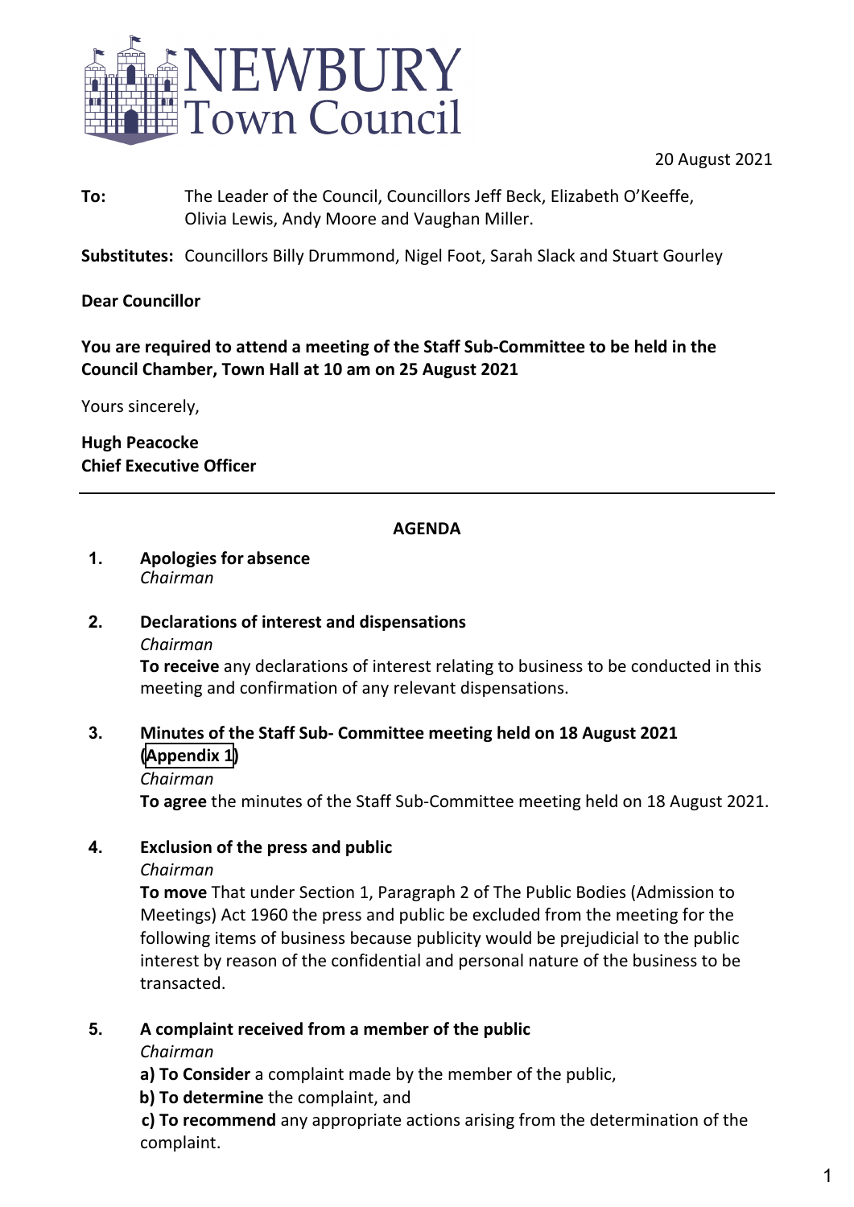NEWBURY
Town Council

20 August 2021

**To:** The Leader of the Council, Councillors Jeff Beck, Elizabeth O'Keeffe, Olivia Lewis, Andy Moore and Vaughan Miller.

**Substitutes:** Councillors Billy Drummond, Nigel Foot, Sarah Slack and Stuart Gourley

**Dear Councillor**

**You are required to attend a meeting of the Staff Sub-Committee to be held in the Council Chamber, Town Hall at 10 am on 25 August 2021**

Yours sincerely,

**Hugh Peacocke**
**Chief Executive Officer**

---

## AGENDA

**1. Apologies for absence**
*Chairman*

**2. Declarations of interest and dispensations**
*Chairman*
**To receive** any declarations of interest relating to business to be conducted in this meeting and confirmation of any relevant dispensations.

**3. Minutes of the Staff Sub- Committee meeting held on 18 August 2021 (Appendix 1)**
*Chairman*
**To agree** the minutes of the Staff Sub-Committee meeting held on 18 August 2021.

**4. Exclusion of the press and public**
*Chairman*
**To move** That under Section 1, Paragraph 2 of The Public Bodies (Admission to Meetings) Act 1960 the press and public be excluded from the meeting for the following items of business because publicity would be prejudicial to the public interest by reason of the confidential and personal nature of the business to be transacted.

**5. A complaint received from a member of the public**
*Chairman*
**a) To Consider** a complaint made by the member of the public,
**b) To determine** the complaint, and
**c) To recommend** any appropriate actions arising from the determination of the complaint.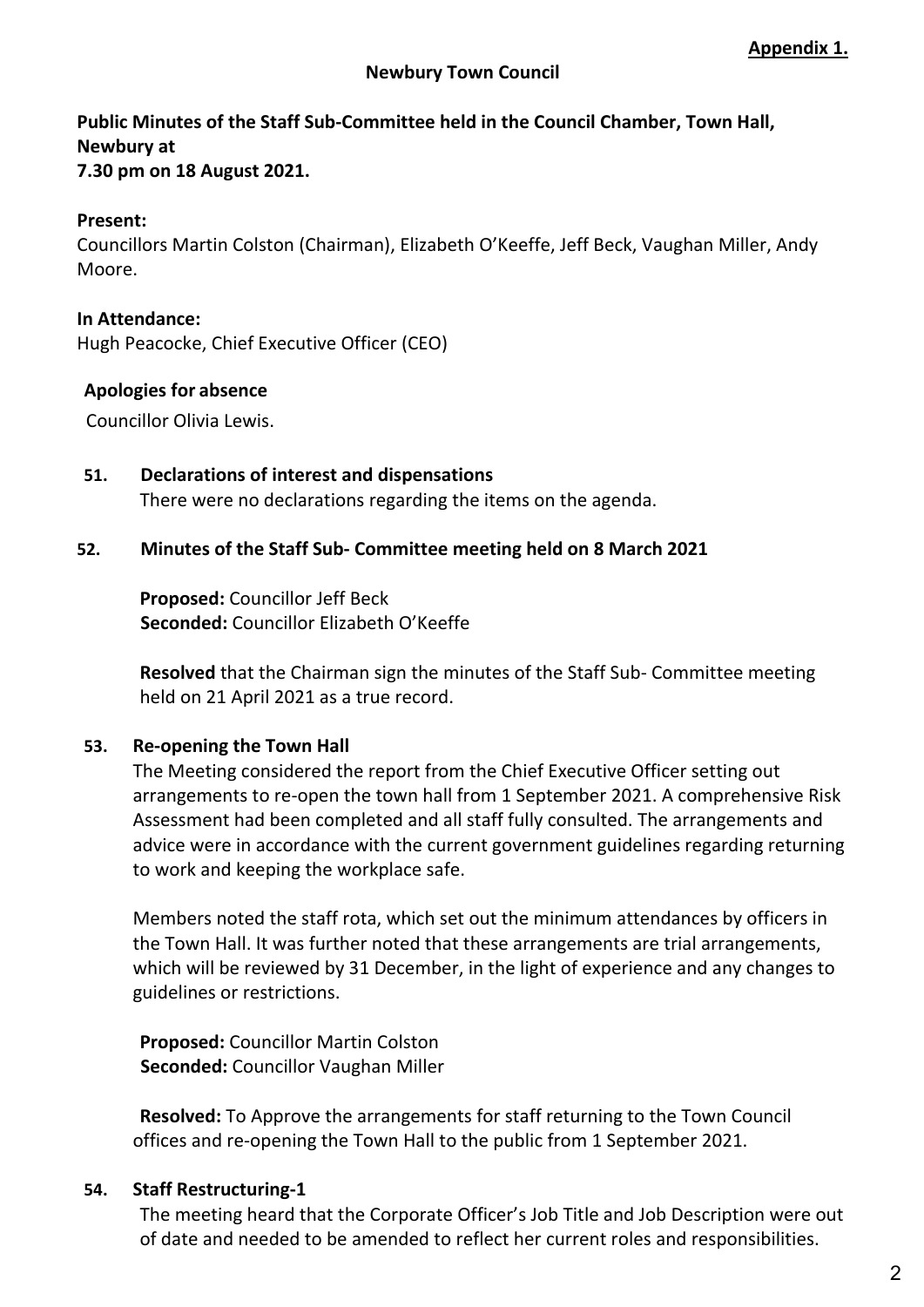**Appendix 1.**

**Newbury Town Council**

**Public Minutes of the Staff Sub-Committee held in the Council Chamber, Town Hall, Newbury at 7.30 pm on 18 August 2021.**

**Present:**
Councillors Martin Colston (Chairman), Elizabeth O'Keeffe, Jeff Beck, Vaughan Miller, Andy Moore.

**In Attendance:**
Hugh Peacocke, Chief Executive Officer (CEO)

**Apologies for absence**

Councillor Olivia Lewis.

**51. Declarations of interest and dispensations**

There were no declarations regarding the items on the agenda.

**52. Minutes of the Staff Sub- Committee meeting held on 8 March 2021**

**Proposed:** Councillor Jeff Beck
**Seconded:** Councillor Elizabeth O'Keeffe

**Resolved** that the Chairman sign the minutes of the Staff Sub- Committee meeting held on 21 April 2021 as a true record.

**53. Re-opening the Town Hall**

The Meeting considered the report from the Chief Executive Officer setting out arrangements to re-open the town hall from 1 September 2021. A comprehensive Risk Assessment had been completed and all staff fully consulted. The arrangements and advice were in accordance with the current government guidelines regarding returning to work and keeping the workplace safe.

Members noted the staff rota, which set out the minimum attendances by officers in the Town Hall. It was further noted that these arrangements are trial arrangements, which will be reviewed by 31 December, in the light of experience and any changes to guidelines or restrictions.

**Proposed:** Councillor Martin Colston
**Seconded:** Councillor Vaughan Miller

**Resolved:** To Approve the arrangements for staff returning to the Town Council offices and re-opening the Town Hall to the public from 1 September 2021.

**54. Staff Restructuring-1**

The meeting heard that the Corporate Officer's Job Title and Job Description were out of date and needed to be amended to reflect her current roles and responsibilities.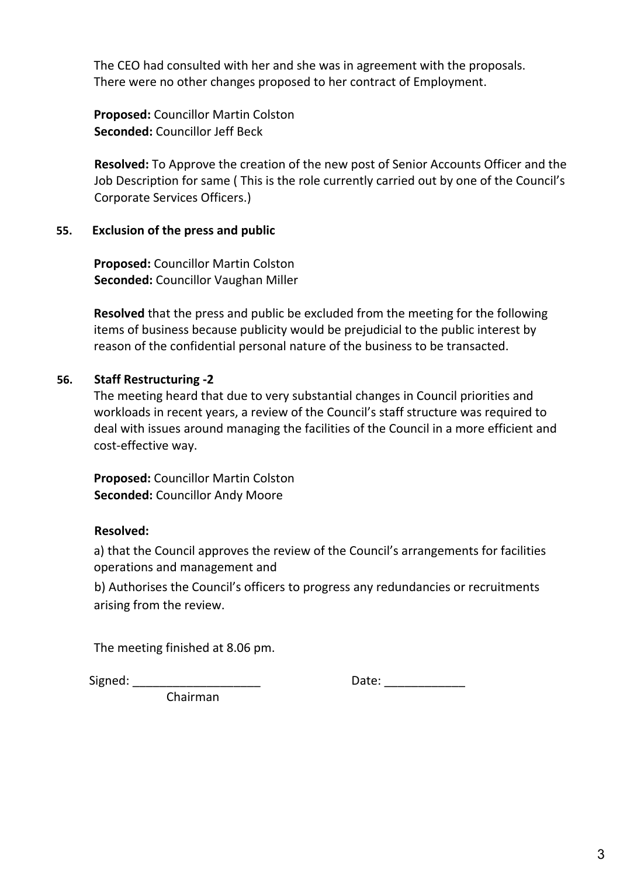The CEO had consulted with her and she was in agreement with the proposals. There were no other changes proposed to her contract of Employment.

**Proposed:** Councillor Martin Colston
**Seconded:** Councillor Jeff Beck

**Resolved:** To Approve the creation of the new post of Senior Accounts Officer and the Job Description for same ( This is the role currently carried out by one of the Council's Corporate Services Officers.)

**55. Exclusion of the press and public**

**Proposed:** Councillor Martin Colston
**Seconded:** Councillor Vaughan Miller

**Resolved** that the press and public be excluded from the meeting for the following items of business because publicity would be prejudicial to the public interest by reason of the confidential personal nature of the business to be transacted.

**56. Staff Restructuring -2**

The meeting heard that due to very substantial changes in Council priorities and workloads in recent years, a review of the Council's staff structure was required to deal with issues around managing the facilities of the Council in a more efficient and cost-effective way.

**Proposed:** Councillor Martin Colston
**Seconded:** Councillor Andy Moore

**Resolved:**

a) that the Council approves the review of the Council's arrangements for facilities operations and management and

b) Authorises the Council's officers to progress any redundancies or recruitments arising from the review.

The meeting finished at 8.06 pm.

Signed: ___________________ Date: ____________

Chairman